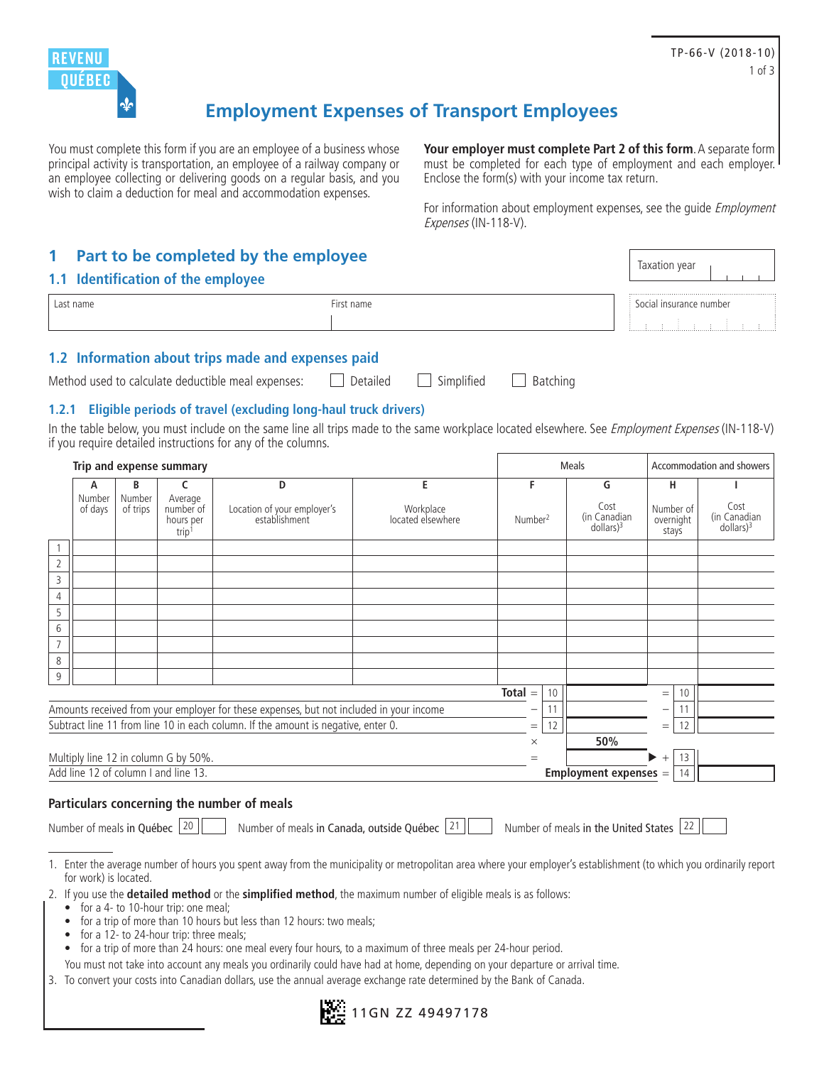REVENU QUÉBEC

TP-66-V (2018-10)

# Employment Expenses of Transport Employees

You must complete this form if you are an employee of a business whose principal activity is transportation, an employee of a railway company or an employee collecting or delivering goods on a regular basis, and you wish to claim a deduction for meal and accommodation expenses.

**Your employer must complete Part 2 of this form.** A separate form must be completed for each type of employment and each employer. Enclose the form(s) with your income tax return.

For information about employment expenses, see the guide *Employment Expenses* (IN-118-V).

## 1 Part to be completed by the employee

Taxation year

### 1.1 Identification of the employee

| Last name | First name | Social insurance number |
|---|---|---|
| | | |

### 1.2 Information about trips made and expenses paid

Method used to calculate deductible meal expenses: ☐ Detailed ☐ Simplified ☐ Batching

#### 1.2.1 Eligible periods of travel (excluding long-haul truck drivers)

In the table below, you must include on the same line all trips made to the same workplace located elsewhere. See *Employment Expenses* (IN-118-V) if you require detailed instructions for any of the columns.

| | Trip and expense summary | | | | | Meals | | Accommodation and showers | |
|---|---|---|---|---|---|---|---|---|---|
| | A | B | C | D | E | F | G | H | I |
| | Number of days | Number of trips | Average number of hours per trip[1] | Location of your employer's establishment | Workplace located elsewhere | Number[2] | Cost (in Canadian dollars)[3] | Number of overnight stays | Cost (in Canadian dollars)[3] |
| 1 | | | | | | | | | |
| 2 | | | | | | | | | |
| 3 | | | | | | | | | |
| 4 | | | | | | | | | |
| 5 | | | | | | | | | |
| 6 | | | | | | | | | |
| 7 | | | | | | | | | |
| 8 | | | | | | | | | |
| 9 | | | | | | | | | |
| | | | | | **Total** = | 10 | | = 10 | |
| | Amounts received from your employer for these expenses, but not included in your income | | | | | − 11 | | − 11 | |
| | Subtract line 11 from line 10 in each column. If the amount is negative, enter 0. | | | | | = 12 | | = 12 | |
| | | | | | | × | **50%** | | |
| | Multiply line 12 in column G by 50%. | | | | | = | | ▶ + 13 | |
| | Add line 12 of column I and line 13. | | | | | | **Employment expenses** | = 14 | |

**Particulars concerning the number of meals**

Number of meals **in Québec** 20 ____ Number of meals **in Canada, outside Québec** 21 ____ Number of meals **in the United States** 22 ____

1. Enter the average number of hours you spent away from the municipality or metropolitan area where your employer's establishment (to which you ordinarily report for work) is located.
2. If you use the **detailed method** or the **simplified method**, the maximum number of eligible meals is as follows:
   - for a 4- to 10-hour trip: one meal;
   - for a trip of more than 10 hours but less than 12 hours: two meals;
   - for a 12- to 24-hour trip: three meals;
   - for a trip of more than 24 hours: one meal every four hours, to a maximum of three meals per 24-hour period.

   You must not take into account any meals you ordinarily could have had at home, depending on your departure or arrival time.
3. To convert your costs into Canadian dollars, use the annual average exchange rate determined by the Bank of Canada.

11GN ZZ 49497178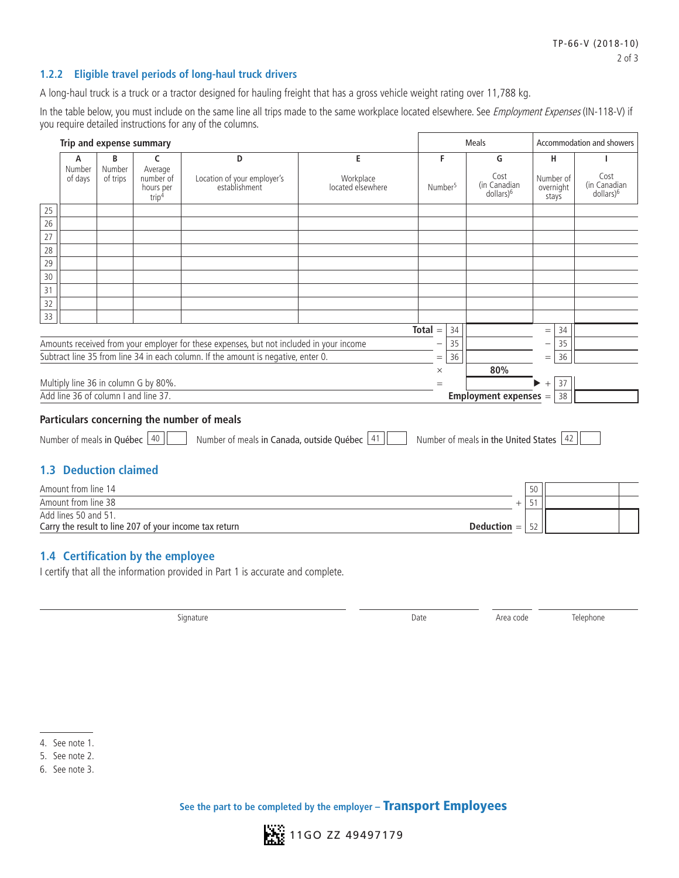## 1.2.2 Eligible travel periods of long-haul truck drivers

A long-haul truck is a truck or a tractor designed for hauling freight that has a gross vehicle weight rating over 11,788 kg.

In the table below, you must include on the same line all trips made to the same workplace located elsewhere. See *Employment Expenses* (IN-118-V) if you require detailed instructions for any of the columns.

| | Trip and expense summary | | | | | Meals | | Accommodation and showers | |
|---|---|---|---|---|---|---|---|---|---|
| | A Number of days | B Number of trips | C Average number of hours per trip[4] | D Location of your employer's establishment | E Workplace located elsewhere | F Number[5] | G Cost (in Canadian dollars)[6] | H Number of overnight stays | I Cost (in Canadian dollars)[6] |
| 25 | | | | | | | | | |
| 26 | | | | | | | | | |
| 27 | | | | | | | | | |
| 28 | | | | | | | | | |
| 29 | | | | | | | | | |
| 30 | | | | | | | | | |
| 31 | | | | | | | | | |
| 32 | | | | | | | | | |
| 33 | | | | | | | | | |

| | | Meals (G) | | Accommodation and showers (I) |
|---|---|---|---|---|
| **Total** | = 34 | | = 34 | |
| Amounts received from your employer for these expenses, but not included in your income | − 35 | | − 35 | |
| Subtract line 35 from line 34 in each column. If the amount is negative, enter 0. | = 36 | | = 36 | |
| | × | **80%** | | |
| Multiply line 36 in column G by 80%. | = | | ▶ + 37 | |
| Add line 36 of column I and line 37. | | | **Employment expenses** = 38 | |

### Particulars concerning the number of meals

Number of meals **in Québec** 40 ______ Number of meals **in Canada, outside Québec** 41 ______ Number of meals **in the United States** 42 ______

## 1.3 Deduction claimed

| | | |
|---|---|---|
| Amount from line 14 | 50 | |
| Amount from line 38 | + 51 | |
| Add lines 50 and 51. Carry the result to line 207 of your income tax return | **Deduction** = 52 | |

## 1.4 Certification by the employee

I certify that all the information provided in Part 1 is accurate and complete.

Signature ______________ Date ______________ Area code ______ Telephone ______________

4. See note 1.
5. See note 2.
6. See note 3.

See the part to be completed by the employer – **Transport Employees**

11GO ZZ 49497179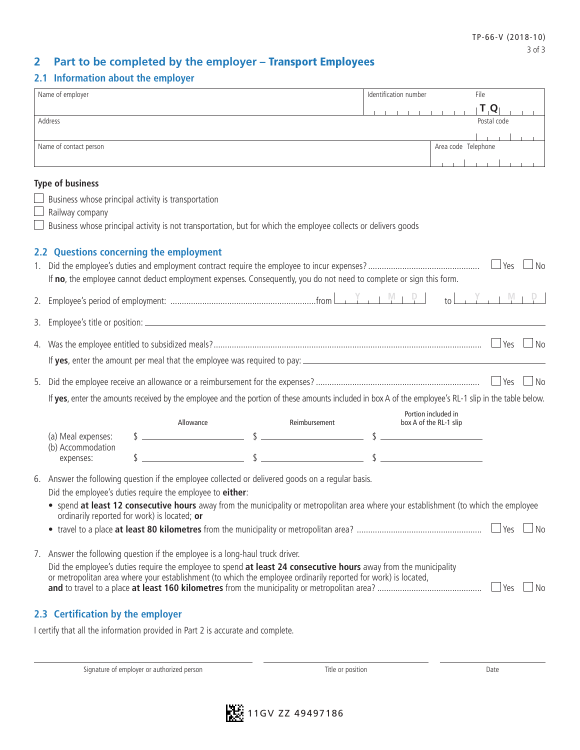## 2 Part to be completed by the employer – Transport Employees

### 2.1 Information about the employer

| | | |
|---|---|---|
| Name of employer | Identification number | File T Q |
| Address | | Postal code |
| Name of contact person | | Area code Telephone |

**Type of business**

☐ Business whose principal activity is transportation

☐ Railway company

☐ Business whose principal activity is not transportation, but for which the employee collects or delivers goods

### 2.2 Questions concerning the employment

1. Did the employee's duties and employment contract require the employee to incur expenses? ☐ Yes ☐ No

   If **no**, the employee cannot deduct employment expenses. Consequently, you do not need to complete or sign this form.

2. Employee's period of employment: from Y M D to Y M D

3. Employee's title or position: ______

4. Was the employee entitled to subsidized meals? ☐ Yes ☐ No

   If **yes**, enter the amount per meal that the employee was required to pay: ______

5. Did the employee receive an allowance or a reimbursement for the expenses? ☐ Yes ☐ No

   If **yes**, enter the amounts received by the employee and the portion of these amounts included in box A of the employee's RL-1 slip in the table below.

| | Allowance | Reimbursement | Portion included in box A of the RL-1 slip |
|---|---|---|---|
| (a) Meal expenses: | $ | $ | $ |
| (b) Accommodation expenses: | $ | $ | $ |

6. Answer the following question if the employee collected or delivered goods on a regular basis.

   Did the employee's duties require the employee to **either**:

   - spend **at least 12 consecutive hours** away from the municipality or metropolitan area where your establishment (to which the employee ordinarily reported for work) is located; **or**
   - travel to a place **at least 80 kilometres** from the municipality or metropolitan area? ☐ Yes ☐ No

7. Answer the following question if the employee is a long-haul truck driver.

   Did the employee's duties require the employee to spend **at least 24 consecutive hours** away from the municipality or metropolitan area where your establishment (to which the employee ordinarily reported for work) is located, **and** to travel to a place **at least 160 kilometres** from the municipality or metropolitan area? ☐ Yes ☐ No

### 2.3 Certification by the employer

I certify that all the information provided in Part 2 is accurate and complete.

Signature of employer or authorized person ______ Title or position ______ Date ______

11GV ZZ 49497186